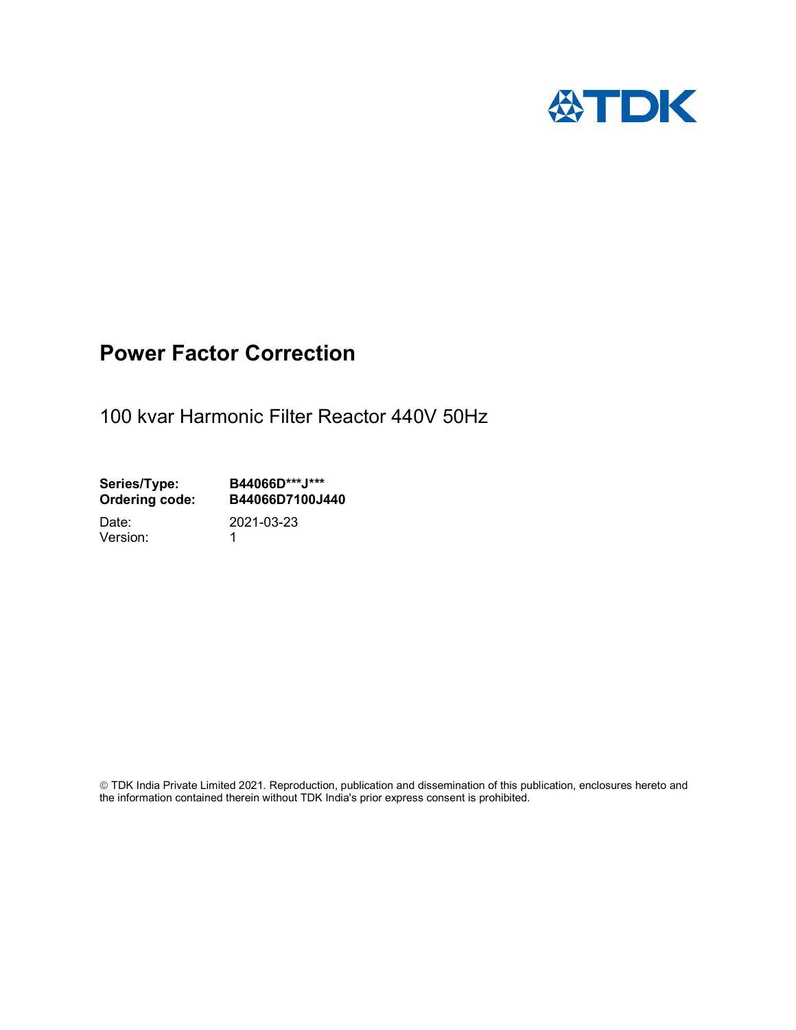TDK

# Power Factor Correction

100 kvar Harmonic Filter Reactor 440V 50Hz

**Series/Type:** **B44066D***J*****
**Ordering code:** **B44066D7100J440**

Date: 2021-03-23
Version: 1

© TDK India Private Limited 2021. Reproduction, publication and dissemination of this publication, enclosures hereto and the information contained therein without TDK India's prior express consent is prohibited.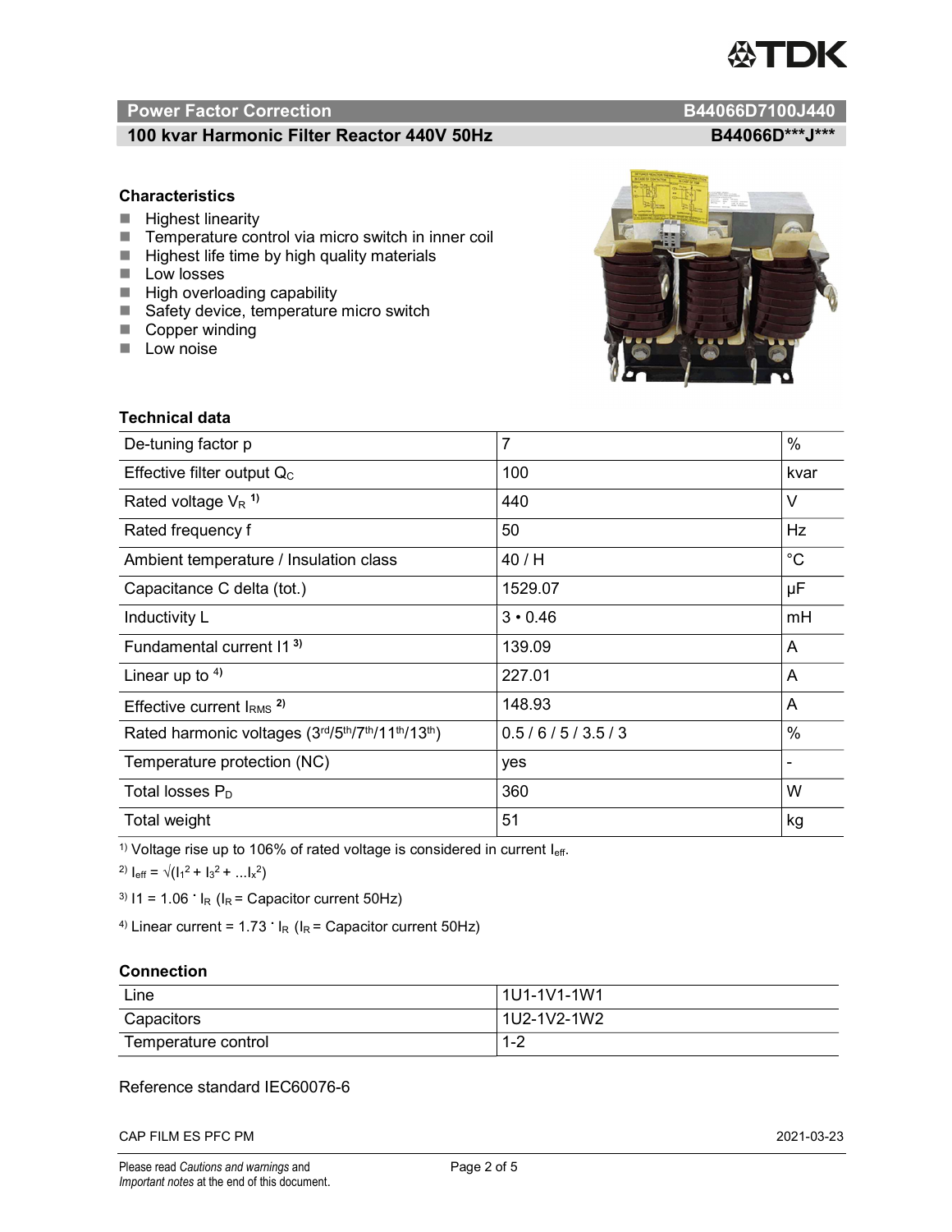## Power Factor Correction — B44066D7100J440

### 100 kvar Harmonic Filter Reactor 440V 50Hz — B44066D***J***

### Characteristics

- Highest linearity
- Temperature control via micro switch in inner coil
- Highest life time by high quality materials
- Low losses
- High overloading capability
- Safety device, temperature micro switch
- Copper winding
- Low noise

### Technical data

| | | |
|---|---|---|
| De-tuning factor p | 7 | % |
| Effective filter output $Q_C$ | 100 | kvar |
| Rated voltage $V_R$ [1] | 440 | V |
| Rated frequency f | 50 | Hz |
| Ambient temperature / Insulation class | 40 / H | °C |
| Capacitance C delta (tot.) | 1529.07 | µF |
| Inductivity L | 3 • 0.46 | mH |
| Fundamental current I1 [3] | 139.09 | A |
| Linear up to [4] | 227.01 | A |
| Effective current $I_{RMS}$ [2] | 148.93 | A |
| Rated harmonic voltages (3rd/5th/7th/11th/13th) | 0.5 / 6 / 5 / 3.5 / 3 | % |
| Temperature protection (NC) | yes | - |
| Total losses $P_D$ | 360 | W |
| Total weight | 51 | kg |

[1] Voltage rise up to 106% of rated voltage is considered in current $I_{eff}$.

[2] $I_{eff} = \sqrt{(I_1^2 + I_3^2 + ...I_x^2)}$

[3] $I1 = 1.06 \cdot I_R$ ($I_R$ = Capacitor current 50Hz)

[4] Linear current = $1.73 \cdot I_R$ ($I_R$ = Capacitor current 50Hz)

### Connection

| | |
|---|---|
| Line | 1U1-1V1-1W1 |
| Capacitors | 1U2-1V2-1W2 |
| Temperature control | 1-2 |

Reference standard IEC60076-6

CAP FILM ES PFC PM — 2021-03-23

Please read *Cautions and warnings* and *Important notes* at the end of this document.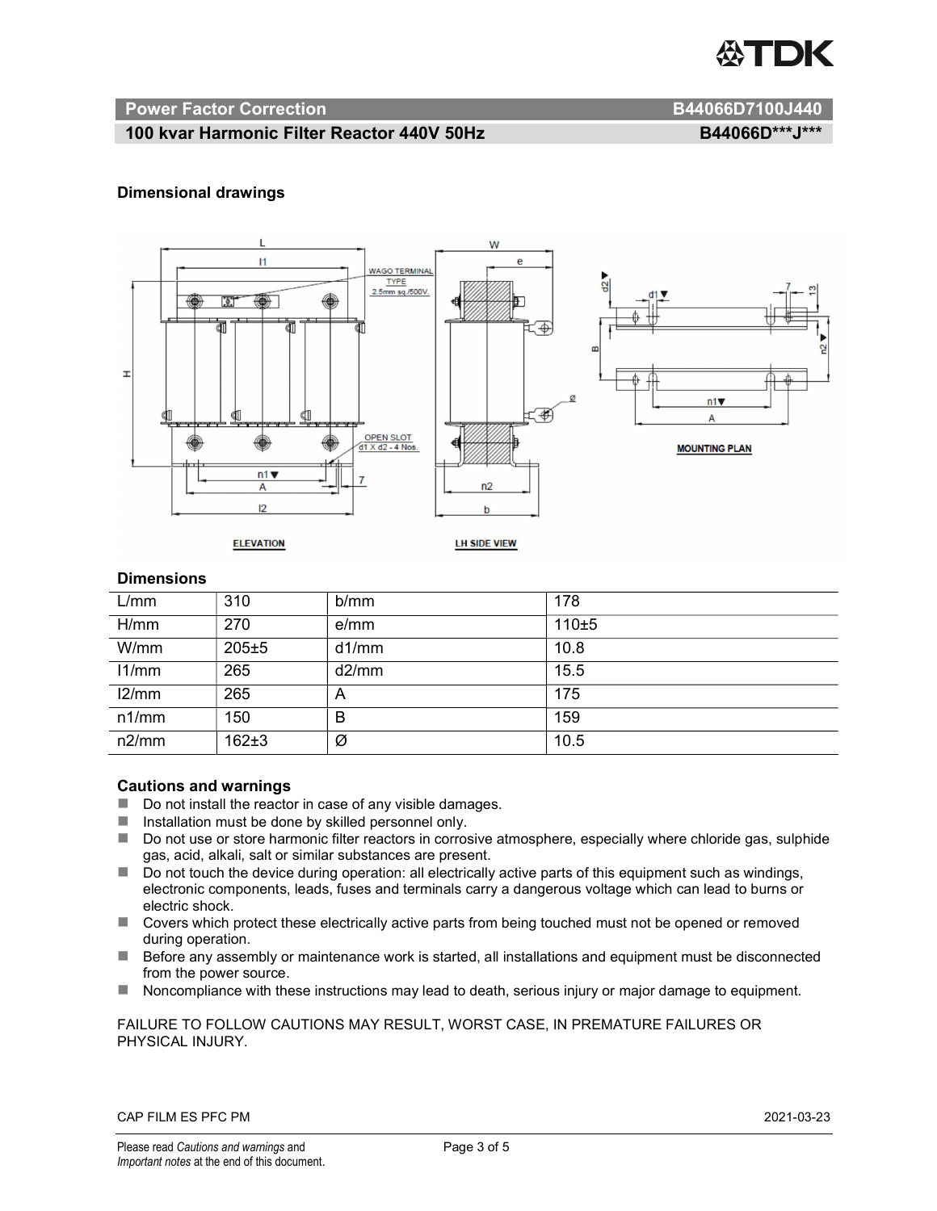## Power Factor Correction B44066D7100J440

**100 kvar Harmonic Filter Reactor 440V 50Hz B44066D\*\*\*J\*\*\***

### Dimensional drawings

### Dimensions

| L/mm | 310 | b/mm | 178 |
|---|---|---|---|
| H/mm | 270 | e/mm | 110±5 |
| W/mm | 205±5 | d1/mm | 10.8 |
| l1/mm | 265 | d2/mm | 15.5 |
| l2/mm | 265 | A | 175 |
| n1/mm | 150 | B | 159 |
| n2/mm | 162±3 | Ø | 10.5 |

### Cautions and warnings

- Do not install the reactor in case of any visible damages.
- Installation must be done by skilled personnel only.
- Do not use or store harmonic filter reactors in corrosive atmosphere, especially where chloride gas, sulphide gas, acid, alkali, salt or similar substances are present.
- Do not touch the device during operation: all electrically active parts of this equipment such as windings, electronic components, leads, fuses and terminals carry a dangerous voltage which can lead to burns or electric shock.
- Covers which protect these electrically active parts from being touched must not be opened or removed during operation.
- Before any assembly or maintenance work is started, all installations and equipment must be disconnected from the power source.
- Noncompliance with these instructions may lead to death, serious injury or major damage to equipment.

FAILURE TO FOLLOW CAUTIONS MAY RESULT, WORST CASE, IN PREMATURE FAILURES OR PHYSICAL INJURY.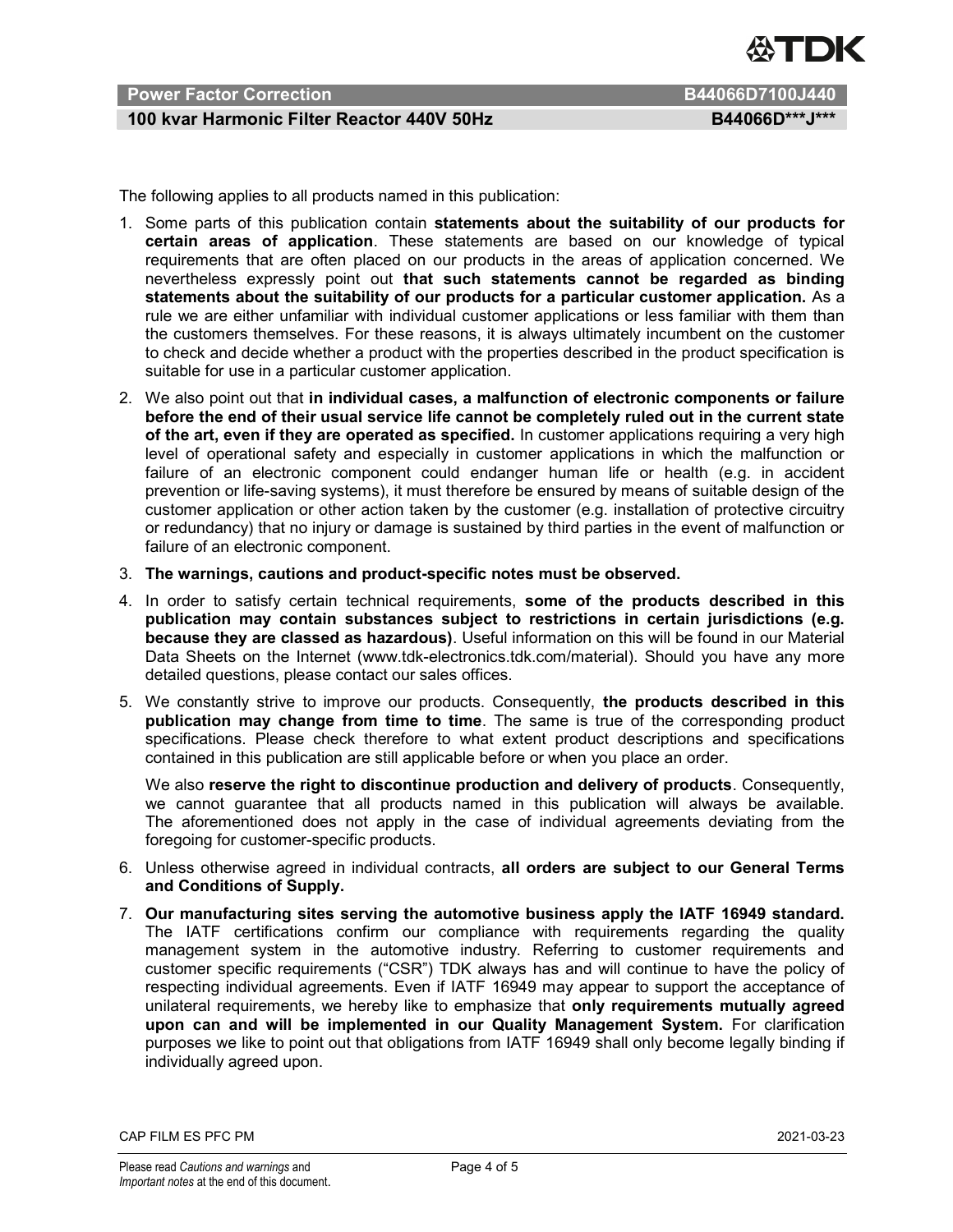The following applies to all products named in this publication:

1. Some parts of this publication contain **statements about the suitability of our products for certain areas of application**. These statements are based on our knowledge of typical requirements that are often placed on our products in the areas of application concerned. We nevertheless expressly point out **that such statements cannot be regarded as binding statements about the suitability of our products for a particular customer application.** As a rule we are either unfamiliar with individual customer applications or less familiar with them than the customers themselves. For these reasons, it is always ultimately incumbent on the customer to check and decide whether a product with the properties described in the product specification is suitable for use in a particular customer application.
2. We also point out that **in individual cases, a malfunction of electronic components or failure before the end of their usual service life cannot be completely ruled out in the current state of the art, even if they are operated as specified.** In customer applications requiring a very high level of operational safety and especially in customer applications in which the malfunction or failure of an electronic component could endanger human life or health (e.g. in accident prevention or life-saving systems), it must therefore be ensured by means of suitable design of the customer application or other action taken by the customer (e.g. installation of protective circuitry or redundancy) that no injury or damage is sustained by third parties in the event of malfunction or failure of an electronic component.
3. **The warnings, cautions and product-specific notes must be observed.**
4. In order to satisfy certain technical requirements, **some of the products described in this publication may contain substances subject to restrictions in certain jurisdictions (e.g. because they are classed as hazardous)**. Useful information on this will be found in our Material Data Sheets on the Internet (www.tdk-electronics.tdk.com/material). Should you have any more detailed questions, please contact our sales offices.
5. We constantly strive to improve our products. Consequently, **the products described in this publication may change from time to time**. The same is true of the corresponding product specifications. Please check therefore to what extent product descriptions and specifications contained in this publication are still applicable before or when you place an order.

   We also **reserve the right to discontinue production and delivery of products**. Consequently, we cannot guarantee that all products named in this publication will always be available. The aforementioned does not apply in the case of individual agreements deviating from the foregoing for customer-specific products.
6. Unless otherwise agreed in individual contracts, **all orders are subject to our General Terms and Conditions of Supply.**
7. **Our manufacturing sites serving the automotive business apply the IATF 16949 standard.** The IATF certifications confirm our compliance with requirements regarding the quality management system in the automotive industry. Referring to customer requirements and customer specific requirements ("CSR") TDK always has and will continue to have the policy of respecting individual agreements. Even if IATF 16949 may appear to support the acceptance of unilateral requirements, we hereby like to emphasize that **only requirements mutually agreed upon can and will be implemented in our Quality Management System.** For clarification purposes we like to point out that obligations from IATF 16949 shall only become legally binding if individually agreed upon.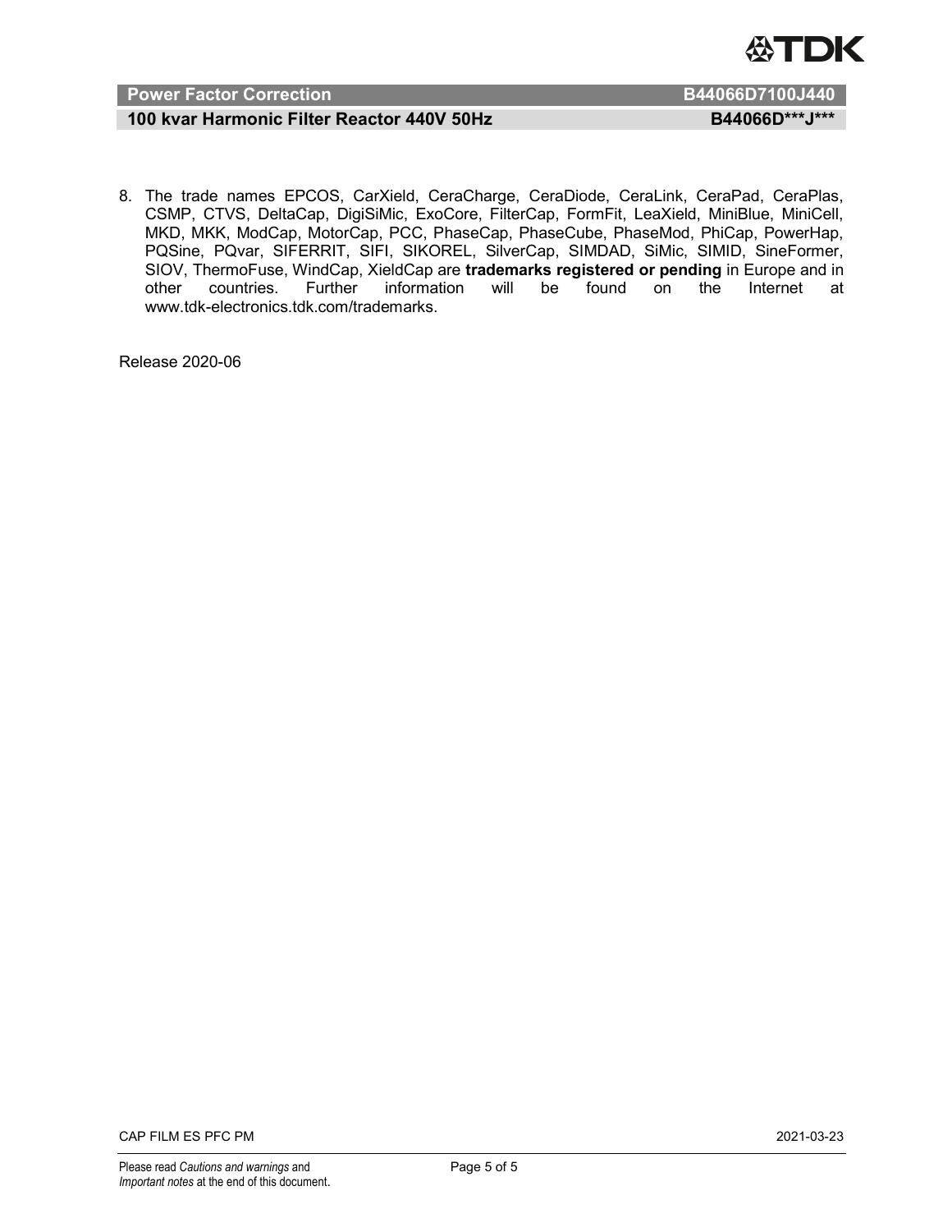8. The trade names EPCOS, CarXield, CeraCharge, CeraDiode, CeraLink, CeraPad, CeraPlas, CSMP, CTVS, DeltaCap, DigiSiMic, ExoCore, FilterCap, FormFit, LeaXield, MiniBlue, MiniCell, MKD, MKK, ModCap, MotorCap, PCC, PhaseCap, PhaseCube, PhaseMod, PhiCap, PowerHap, PQSine, PQvar, SIFERRIT, SIFI, SIKOREL, SilverCap, SIMDAD, SiMic, SIMID, SineFormer, SIOV, ThermoFuse, WindCap, XieldCap are **trademarks registered or pending** in Europe and in other countries. Further information will be found on the Internet at www.tdk-electronics.tdk.com/trademarks.

Release 2020-06